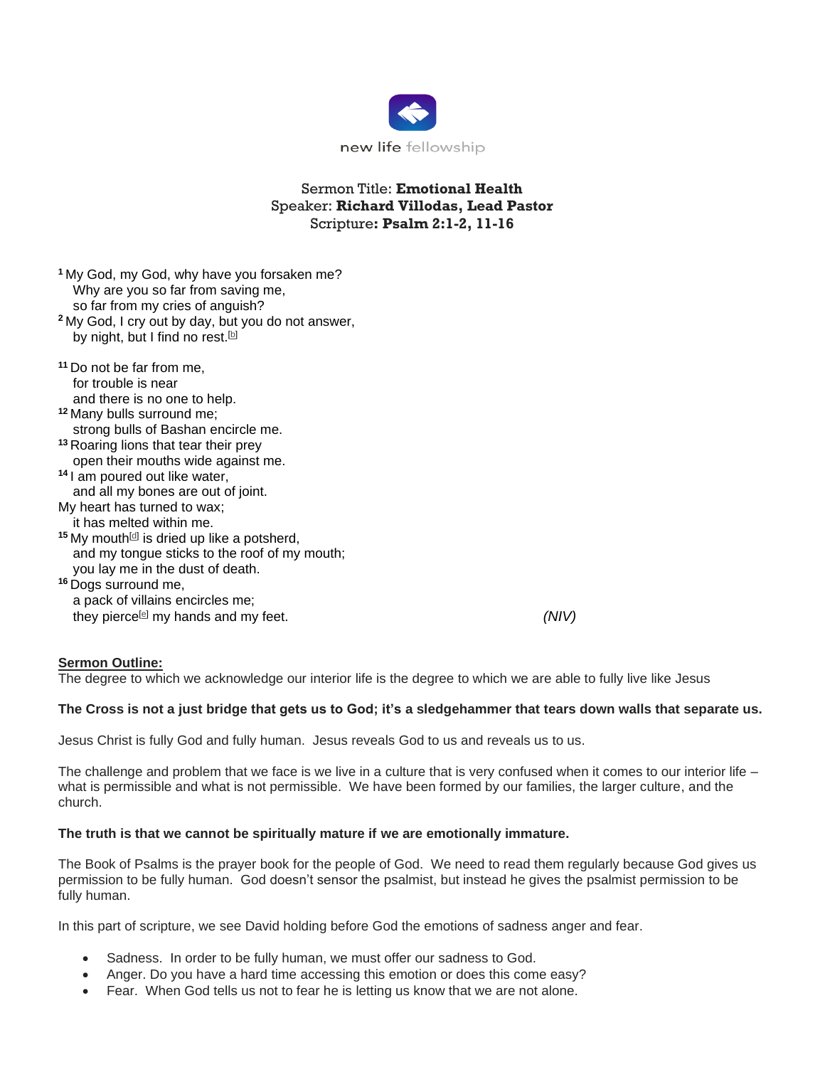new life fellowship

Sermon Title: **Emotional Health**
Speaker: **Richard Villodas, Lead Pastor**
Scripture: **Psalm 2:1-2, 11-16**

[1] My God, my God, why have you forsaken me?
Why are you so far from saving me,
so far from my cries of anguish?
[2] My God, I cry out by day, but you do not answer,
by night, but I find no rest.[b]

[11] Do not be far from me,
for trouble is near
and there is no one to help.
[12] Many bulls surround me;
strong bulls of Bashan encircle me.
[13] Roaring lions that tear their prey
open their mouths wide against me.
[14] I am poured out like water,
and all my bones are out of joint.
My heart has turned to wax;
it has melted within me.
[15] My mouth[d] is dried up like a potsherd,
and my tongue sticks to the roof of my mouth;
you lay me in the dust of death.
[16] Dogs surround me,
a pack of villains encircles me;
they pierce[e] my hands and my feet. *(NIV)*

**Sermon Outline:**

The degree to which we acknowledge our interior life is the degree to which we are able to fully live like Jesus

**The Cross is not a just bridge that gets us to God; it's a sledgehammer that tears down walls that separate us.**

Jesus Christ is fully God and fully human. Jesus reveals God to us and reveals us to us.

The challenge and problem that we face is we live in a culture that is very confused when it comes to our interior life – what is permissible and what is not permissible. We have been formed by our families, the larger culture, and the church.

**The truth is that we cannot be spiritually mature if we are emotionally immature.**

The Book of Psalms is the prayer book for the people of God. We need to read them regularly because God gives us permission to be fully human. God doesn't sensor the psalmist, but instead he gives the psalmist permission to be fully human.

In this part of scripture, we see David holding before God the emotions of sadness anger and fear.

- Sadness. In order to be fully human, we must offer our sadness to God.
- Anger. Do you have a hard time accessing this emotion or does this come easy?
- Fear. When God tells us not to fear he is letting us know that we are not alone.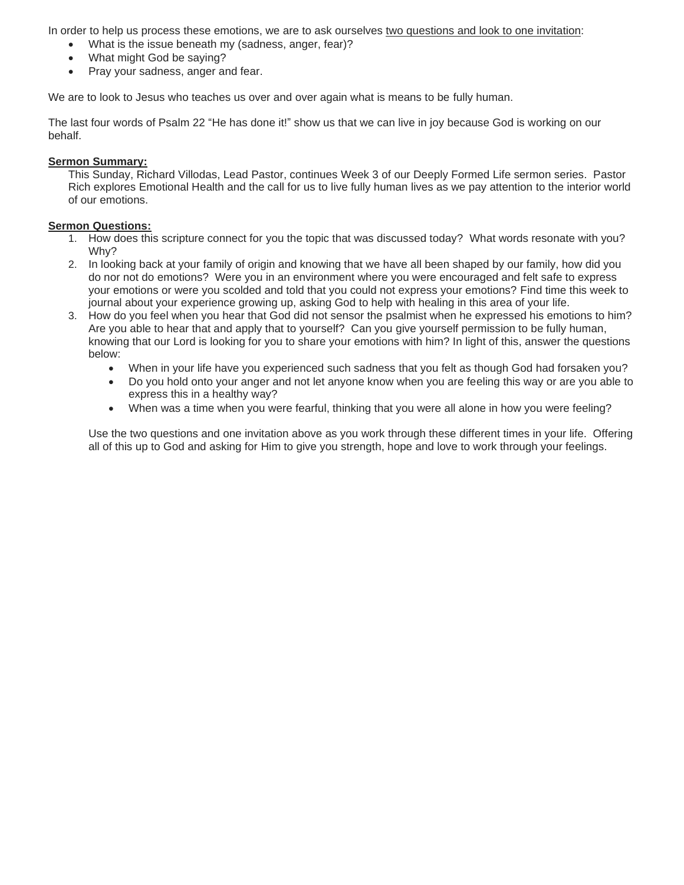In order to help us process these emotions, we are to ask ourselves two questions and look to one invitation:

- What is the issue beneath my (sadness, anger, fear)?
- What might God be saying?
- Pray your sadness, anger and fear.

We are to look to Jesus who teaches us over and over again what is means to be fully human.

The last four words of Psalm 22 "He has done it!" show us that we can live in joy because God is working on our behalf.

**Sermon Summary:**

This Sunday, Richard Villodas, Lead Pastor, continues Week 3 of our Deeply Formed Life sermon series. Pastor Rich explores Emotional Health and the call for us to live fully human lives as we pay attention to the interior world of our emotions.

**Sermon Questions:**

1. How does this scripture connect for you the topic that was discussed today? What words resonate with you? Why?
2. In looking back at your family of origin and knowing that we have all been shaped by our family, how did you do nor not do emotions? Were you in an environment where you were encouraged and felt safe to express your emotions or were you scolded and told that you could not express your emotions? Find time this week to journal about your experience growing up, asking God to help with healing in this area of your life.
3. How do you feel when you hear that God did not sensor the psalmist when he expressed his emotions to him? Are you able to hear that and apply that to yourself? Can you give yourself permission to be fully human, knowing that our Lord is looking for you to share your emotions with him? In light of this, answer the questions below:
   - When in your life have you experienced such sadness that you felt as though God had forsaken you?
   - Do you hold onto your anger and not let anyone know when you are feeling this way or are you able to express this in a healthy way?
   - When was a time when you were fearful, thinking that you were all alone in how you were feeling?

   Use the two questions and one invitation above as you work through these different times in your life. Offering all of this up to God and asking for Him to give you strength, hope and love to work through your feelings.